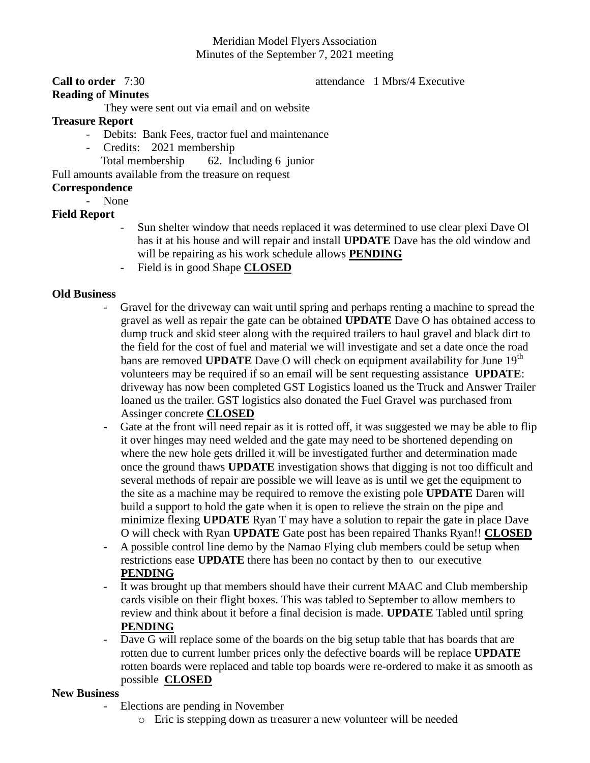Meridian Model Flyers Association
Minutes of the September 7, 2021 meeting

**Call to order** 7:30 attendance 1 Mbrs/4 Executive

**Reading of Minutes**

They were sent out via email and on website

**Treasure Report**

- Debits: Bank Fees, tractor fuel and maintenance
- Credits: 2021 membership

Total membership 62. Including 6 junior

Full amounts available from the treasure on request

**Correspondence**

- None

**Field Report**

- Sun shelter window that needs replaced it was determined to use clear plexi Dave Ol has it at his house and will repair and install **UPDATE** Dave has the old window and will be repairing as his work schedule allows **PENDING**
- Field is in good Shape **CLOSED**

**Old Business**

- Gravel for the driveway can wait until spring and perhaps renting a machine to spread the gravel as well as repair the gate can be obtained **UPDATE** Dave O has obtained access to dump truck and skid steer along with the required trailers to haul gravel and black dirt to the field for the cost of fuel and material we will investigate and set a date once the road bans are removed **UPDATE** Dave O will check on equipment availability for June 19th volunteers may be required if so an email will be sent requesting assistance **UPDATE**: driveway has now been completed GST Logistics loaned us the Truck and Answer Trailer loaned us the trailer. GST logistics also donated the Fuel Gravel was purchased from Assinger concrete **CLOSED**
- Gate at the front will need repair as it is rotted off, it was suggested we may be able to flip it over hinges may need welded and the gate may need to be shortened depending on where the new hole gets drilled it will be investigated further and determination made once the ground thaws **UPDATE** investigation shows that digging is not too difficult and several methods of repair are possible we will leave as is until we get the equipment to the site as a machine may be required to remove the existing pole **UPDATE** Daren will build a support to hold the gate when it is open to relieve the strain on the pipe and minimize flexing **UPDATE** Ryan T may have a solution to repair the gate in place Dave O will check with Ryan **UPDATE** Gate post has been repaired Thanks Ryan!! **CLOSED**
- A possible control line demo by the Namao Flying club members could be setup when restrictions ease **UPDATE** there has been no contact by then to our executive **PENDING**
- It was brought up that members should have their current MAAC and Club membership cards visible on their flight boxes. This was tabled to September to allow members to review and think about it before a final decision is made. **UPDATE** Tabled until spring **PENDING**
- Dave G will replace some of the boards on the big setup table that has boards that are rotten due to current lumber prices only the defective boards will be replace **UPDATE** rotten boards were replaced and table top boards were re-ordered to make it as smooth as possible **CLOSED**

**New Business**

- Elections are pending in November
  - Eric is stepping down as treasurer a new volunteer will be needed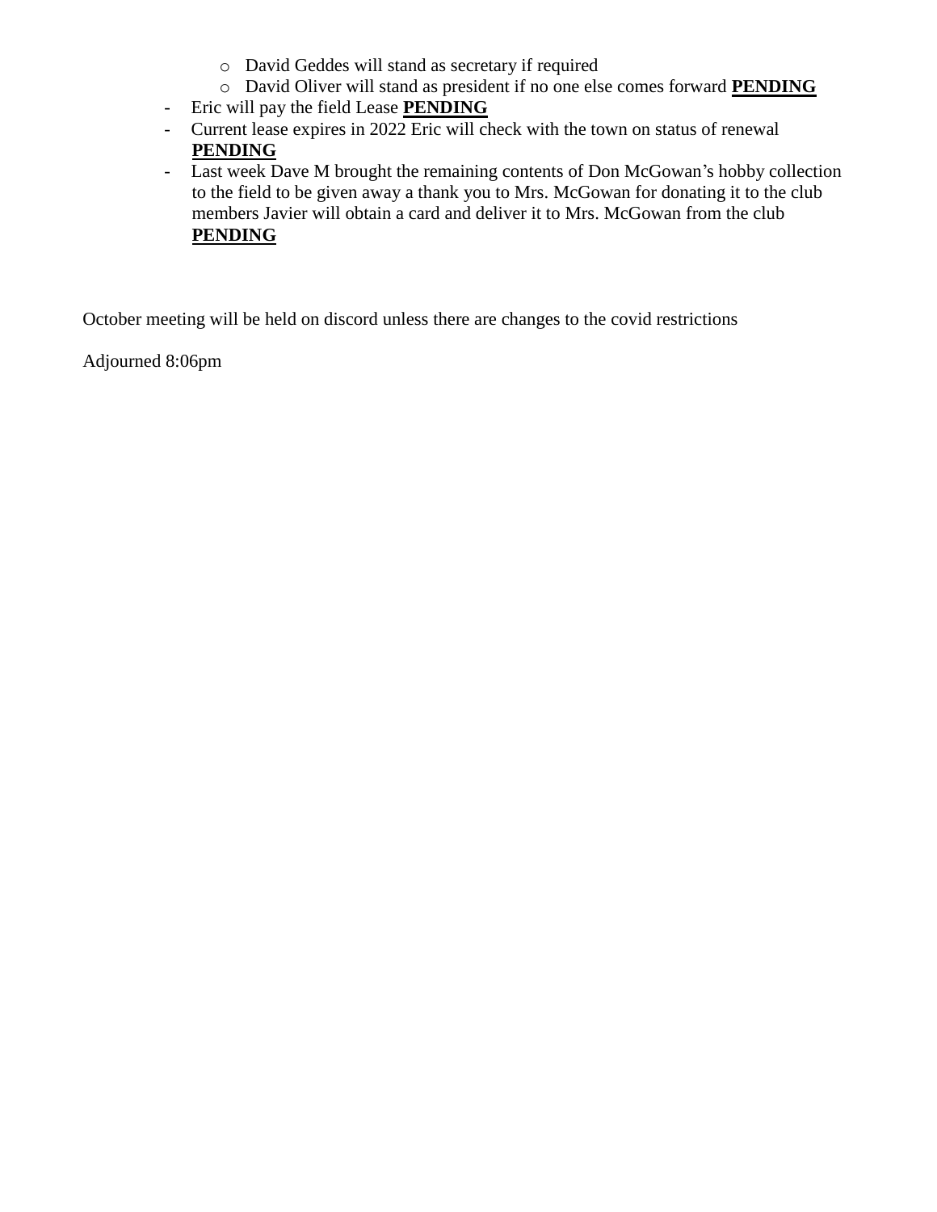- David Geddes will stand as secretary if required
  - David Oliver will stand as president if no one else comes forward **PENDING**
- Eric will pay the field Lease **PENDING**
- Current lease expires in 2022 Eric will check with the town on status of renewal **PENDING**
- Last week Dave M brought the remaining contents of Don McGowan's hobby collection to the field to be given away a thank you to Mrs. McGowan for donating it to the club members Javier will obtain a card and deliver it to Mrs. McGowan from the club **PENDING**

October meeting will be held on discord unless there are changes to the covid restrictions

Adjourned 8:06pm